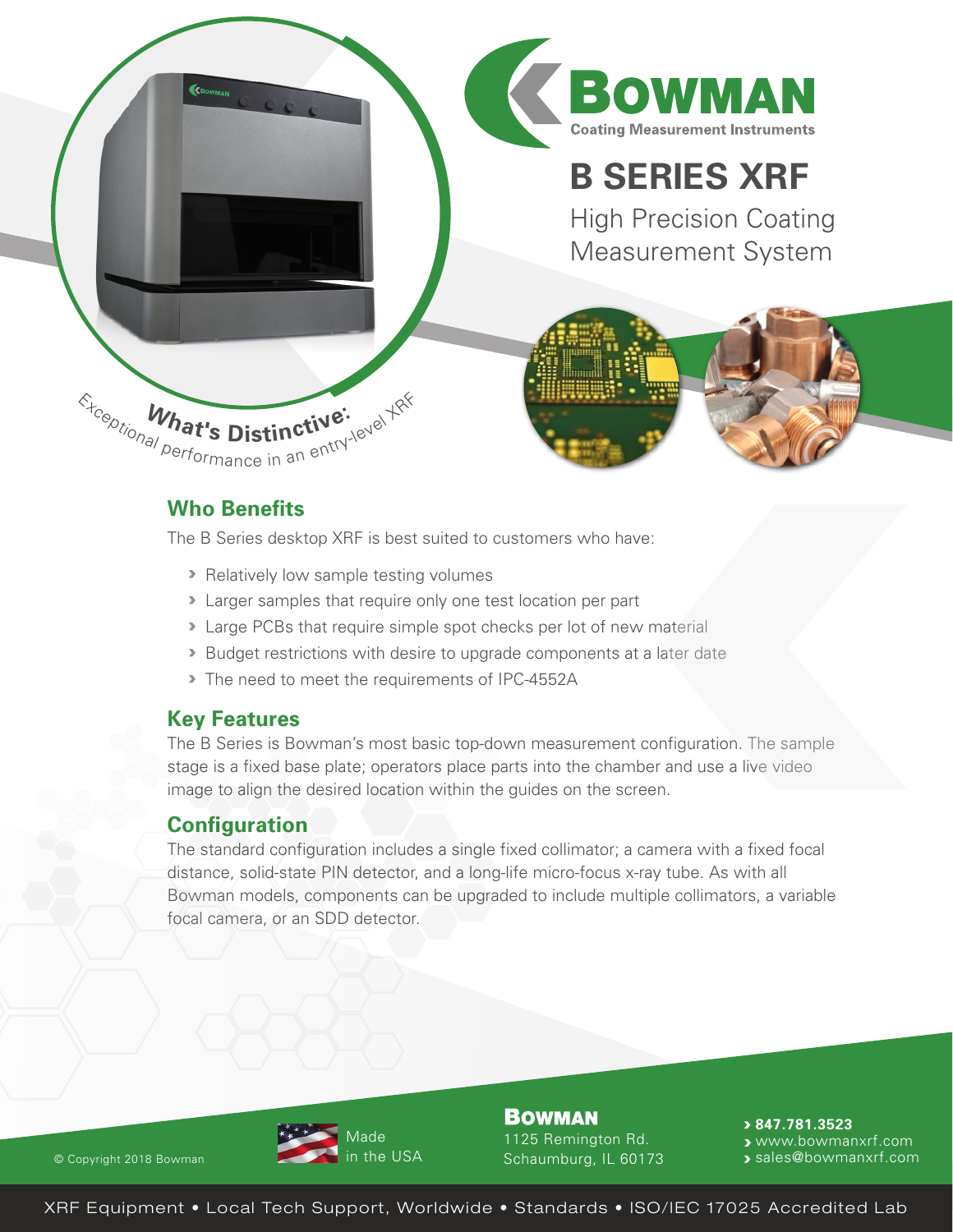# BOWMAN

Coating Measurement Instruments

# B SERIES XRF

High Precision Coating Measurement System

**What's Distinctive:** Exceptional performance in an entry-level XRF

## Who Benefits

The B Series desktop XRF is best suited to customers who have:

- Relatively low sample testing volumes
- Larger samples that require only one test location per part
- Large PCBs that require simple spot checks per lot of new material
- Budget restrictions with desire to upgrade components at a later date
- The need to meet the requirements of IPC-4552A

## Key Features

The B Series is Bowman's most basic top-down measurement configuration. The sample stage is a fixed base plate; operators place parts into the chamber and use a live video image to align the desired location within the guides on the screen.

## Configuration

The standard configuration includes a single fixed collimator; a camera with a fixed focal distance, solid-state PIN detector, and a long-life micro-focus x-ray tube. As with all Bowman models, components can be upgraded to include multiple collimators, a variable focal camera, or an SDD detector.

© Copyright 2018 Bowman

Made in the USA

**BOWMAN**
1125 Remington Rd.
Schaumburg, IL 60173

- **847.781.3523**
- www.bowmanxrf.com
- sales@bowmanxrf.com

XRF Equipment • Local Tech Support, Worldwide • Standards • ISO/IEC 17025 Accredited Lab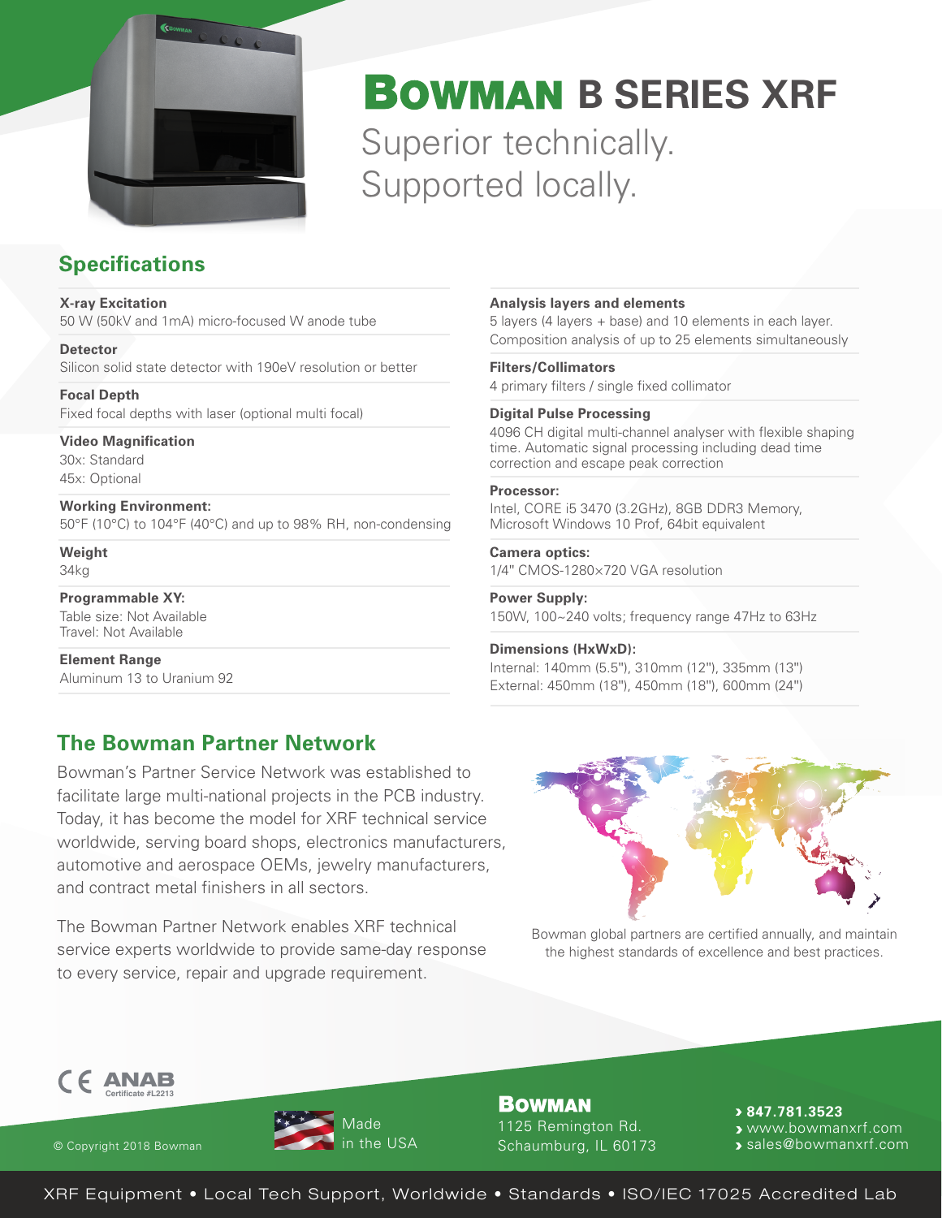# BOWMAN B SERIES XRF

Superior technically.
Supported locally.

## Specifications

**X-ray Excitation**
50 W (50kV and 1mA) micro-focused W anode tube

**Detector**
Silicon solid state detector with 190eV resolution or better

**Focal Depth**
Fixed focal depths with laser (optional multi focal)

**Video Magnification**
30x: Standard
45x: Optional

**Working Environment:**
50°F (10°C) to 104°F (40°C) and up to 98% RH, non-condensing

**Weight**
34kg

**Programmable XY:**
Table size: Not Available
Travel: Not Available

**Element Range**
Aluminum 13 to Uranium 92

**Analysis layers and elements**
5 layers (4 layers + base) and 10 elements in each layer. Composition analysis of up to 25 elements simultaneously

**Filters/Collimators**
4 primary filters / single fixed collimator

**Digital Pulse Processing**
4096 CH digital multi-channel analyser with flexible shaping time. Automatic signal processing including dead time correction and escape peak correction

**Processor:**
Intel, CORE i5 3470 (3.2GHz), 8GB DDR3 Memory, Microsoft Windows 10 Prof, 64bit equivalent

**Camera optics:**
1/4" CMOS-1280×720 VGA resolution

**Power Supply:**
150W, 100~240 volts; frequency range 47Hz to 63Hz

**Dimensions (HxWxD):**
Internal: 140mm (5.5"), 310mm (12"), 335mm (13")
External: 450mm (18"), 450mm (18"), 600mm (24")

## The Bowman Partner Network

Bowman's Partner Service Network was established to facilitate large multi-national projects in the PCB industry. Today, it has become the model for XRF technical service worldwide, serving board shops, electronics manufacturers, automotive and aerospace OEMs, jewelry manufacturers, and contract metal finishers in all sectors.

The Bowman Partner Network enables XRF technical service experts worldwide to provide same-day response to every service, repair and upgrade requirement.

Bowman global partners are certified annually, and maintain the highest standards of excellence and best practices.

CE ANAB Certificate #L2213

© Copyright 2018 Bowman

Made in the USA

**BOWMAN**
1125 Remington Rd.
Schaumburg, IL 60173

› **847.781.3523**
› www.bowmanxrf.com
› sales@bowmanxrf.com

XRF Equipment • Local Tech Support, Worldwide • Standards • ISO/IEC 17025 Accredited Lab